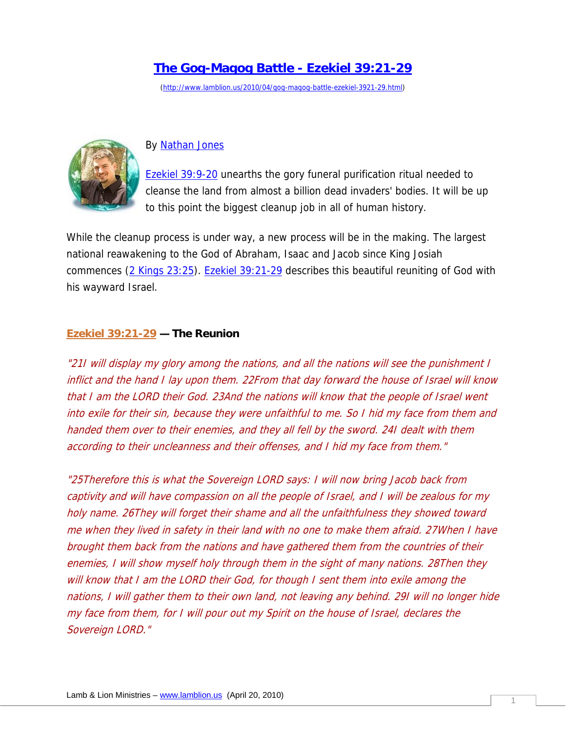# The Gog-Magog Battle - Ezekiel 39:21-29

(http://www.lamblion.us/2010/04/gog-magog-battle-ezekiel-3921-29.html)

By Nathan Jones

Ezekiel 39:9-20 unearths the gory funeral purification ritual needed to cleanse the land from almost a billion dead invaders' bodies. It will be up to this point the biggest cleanup job in all of human history.

While the cleanup process is under way, a new process will be in the making. The largest national reawakening to the God of Abraham, Isaac and Jacob since King Josiah commences (2 Kings 23:25). Ezekiel 39:21-29 describes this beautiful reuniting of God with his wayward Israel.

### Ezekiel 39:21-29 — The Reunion

*"21I will display my glory among the nations, and all the nations will see the punishment I inflict and the hand I lay upon them. 22From that day forward the house of Israel will know that I am the LORD their God. 23And the nations will know that the people of Israel went into exile for their sin, because they were unfaithful to me. So I hid my face from them and handed them over to their enemies, and they all fell by the sword. 24I dealt with them according to their uncleanness and their offenses, and I hid my face from them."*

*"25Therefore this is what the Sovereign LORD says: I will now bring Jacob back from captivity and will have compassion on all the people of Israel, and I will be zealous for my holy name. 26They will forget their shame and all the unfaithfulness they showed toward me when they lived in safety in their land with no one to make them afraid. 27When I have brought them back from the nations and have gathered them from the countries of their enemies, I will show myself holy through them in the sight of many nations. 28Then they will know that I am the LORD their God, for though I sent them into exile among the nations, I will gather them to their own land, not leaving any behind. 29I will no longer hide my face from them, for I will pour out my Spirit on the house of Israel, declares the Sovereign LORD."*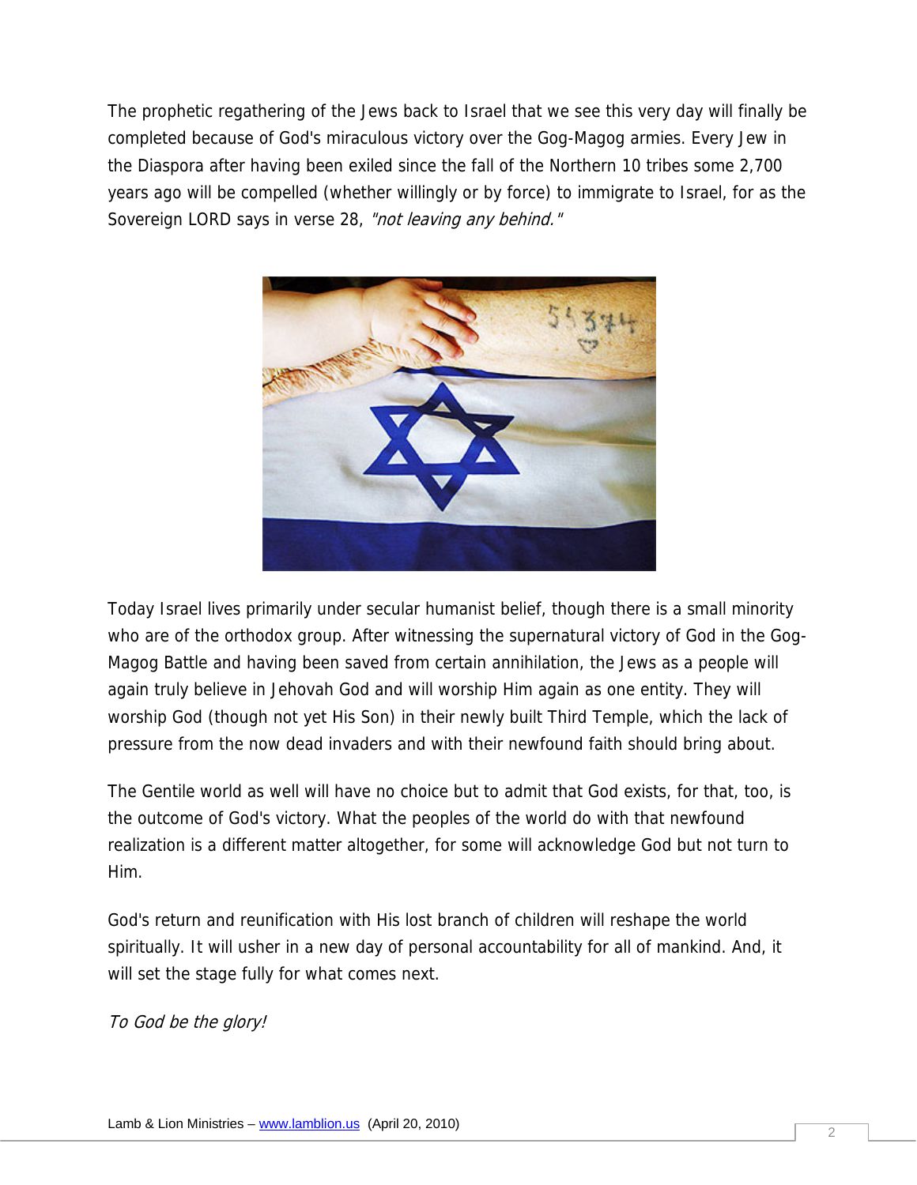The prophetic regathering of the Jews back to Israel that we see this very day will finally be completed because of God's miraculous victory over the Gog-Magog armies. Every Jew in the Diaspora after having been exiled since the fall of the Northern 10 tribes some 2,700 years ago will be compelled (whether willingly or by force) to immigrate to Israel, for as the Sovereign LORD says in verse 28, *"not leaving any behind."*

Today Israel lives primarily under secular humanist belief, though there is a small minority who are of the orthodox group. After witnessing the supernatural victory of God in the Gog-Magog Battle and having been saved from certain annihilation, the Jews as a people will again truly believe in Jehovah God and will worship Him again as one entity. They will worship God (though not yet His Son) in their newly built Third Temple, which the lack of pressure from the now dead invaders and with their newfound faith should bring about.

The Gentile world as well will have no choice but to admit that God exists, for that, too, is the outcome of God's victory. What the peoples of the world do with that newfound realization is a different matter altogether, for some will acknowledge God but not turn to Him.

God's return and reunification with His lost branch of children will reshape the world spiritually. It will usher in a new day of personal accountability for all of mankind. And, it will set the stage fully for what comes next.

*To God be the glory!*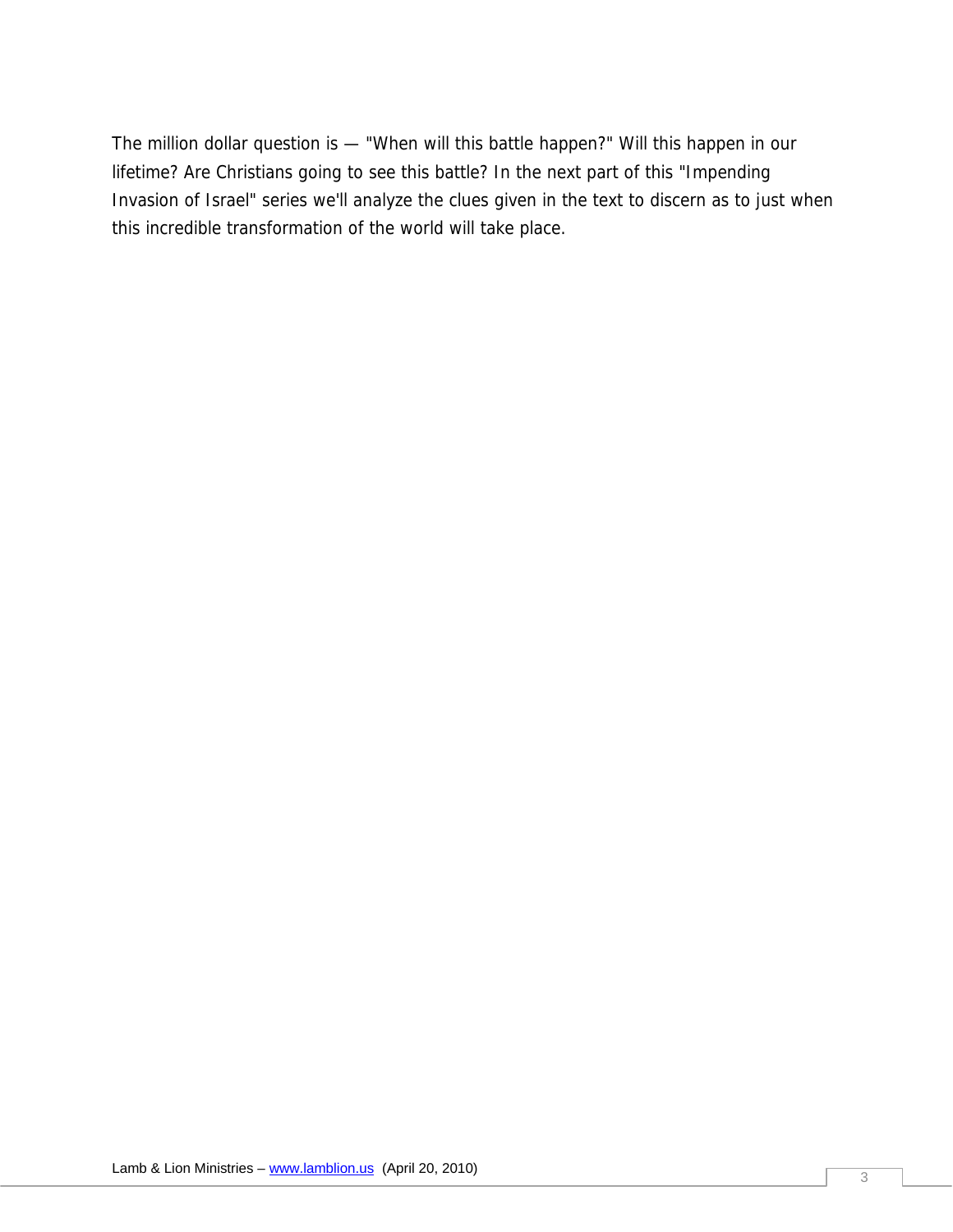The million dollar question is — "When will this battle happen?" Will this happen in our lifetime? Are Christians going to see this battle? In the next part of this "Impending Invasion of Israel" series we'll analyze the clues given in the text to discern as to just when this incredible transformation of the world will take place.